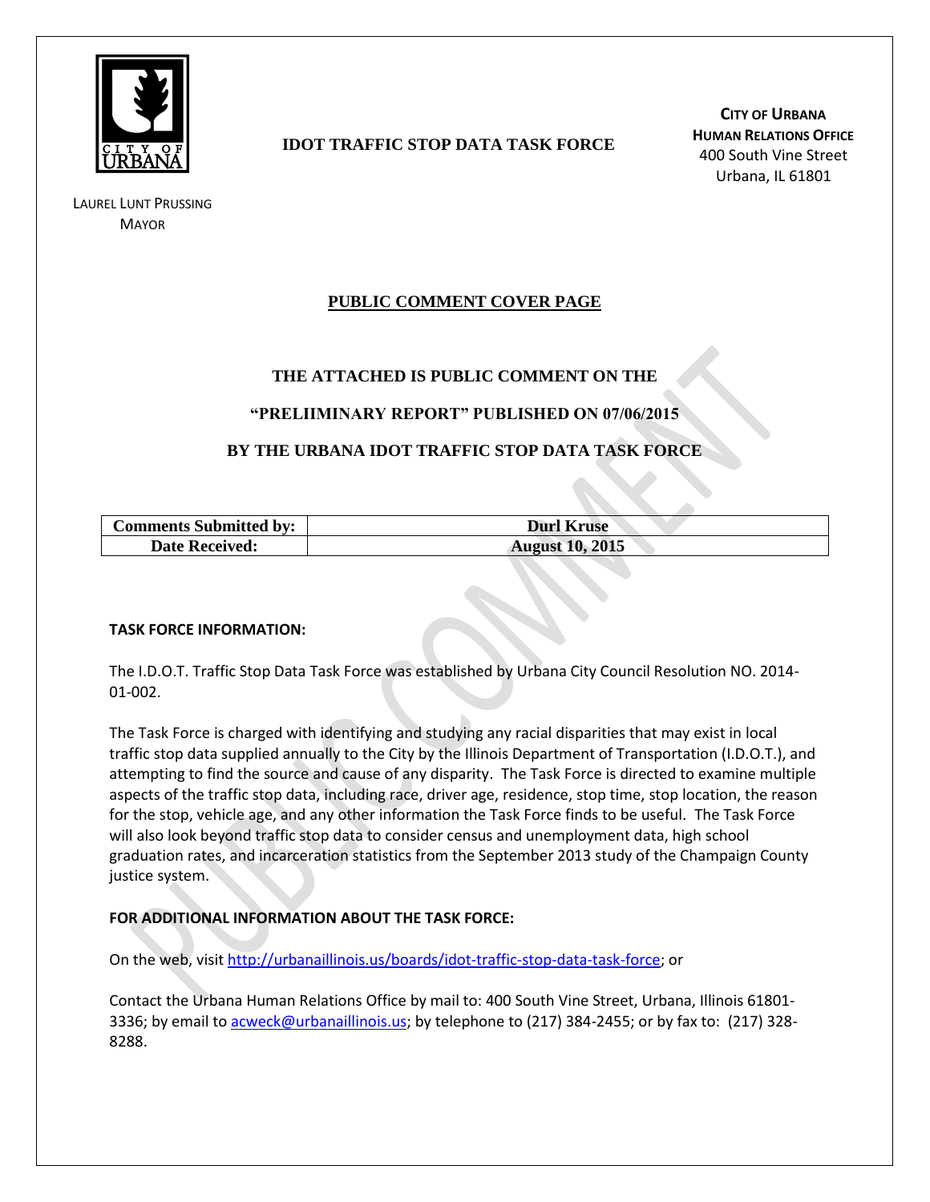**IDOT TRAFFIC STOP DATA TASK FORCE**

**CITY OF URBANA**
**HUMAN RELATIONS OFFICE**
400 South Vine Street
Urbana, IL 61801

LAUREL LUNT PRUSSING
MAYOR

## PUBLIC COMMENT COVER PAGE

**THE ATTACHED IS PUBLIC COMMENT ON THE**

**"PRELIIMINARY REPORT" PUBLISHED ON 07/06/2015**

**BY THE URBANA IDOT TRAFFIC STOP DATA TASK FORCE**

| Comments Submitted by: | Durl Kruse |
|---|---|
| Date Received: | August 10, 2015 |

**TASK FORCE INFORMATION:**

The I.D.O.T. Traffic Stop Data Task Force was established by Urbana City Council Resolution NO. 2014-01-002.

The Task Force is charged with identifying and studying any racial disparities that may exist in local traffic stop data supplied annually to the City by the Illinois Department of Transportation (I.D.O.T.), and attempting to find the source and cause of any disparity. The Task Force is directed to examine multiple aspects of the traffic stop data, including race, driver age, residence, stop time, stop location, the reason for the stop, vehicle age, and any other information the Task Force finds to be useful. The Task Force will also look beyond traffic stop data to consider census and unemployment data, high school graduation rates, and incarceration statistics from the September 2013 study of the Champaign County justice system.

**FOR ADDITIONAL INFORMATION ABOUT THE TASK FORCE:**

On the web, visit http://urbanaillinois.us/boards/idot-traffic-stop-data-task-force; or

Contact the Urbana Human Relations Office by mail to: 400 South Vine Street, Urbana, Illinois 61801-3336; by email to acweck@urbanaillinois.us; by telephone to (217) 384-2455; or by fax to: (217) 328-8288.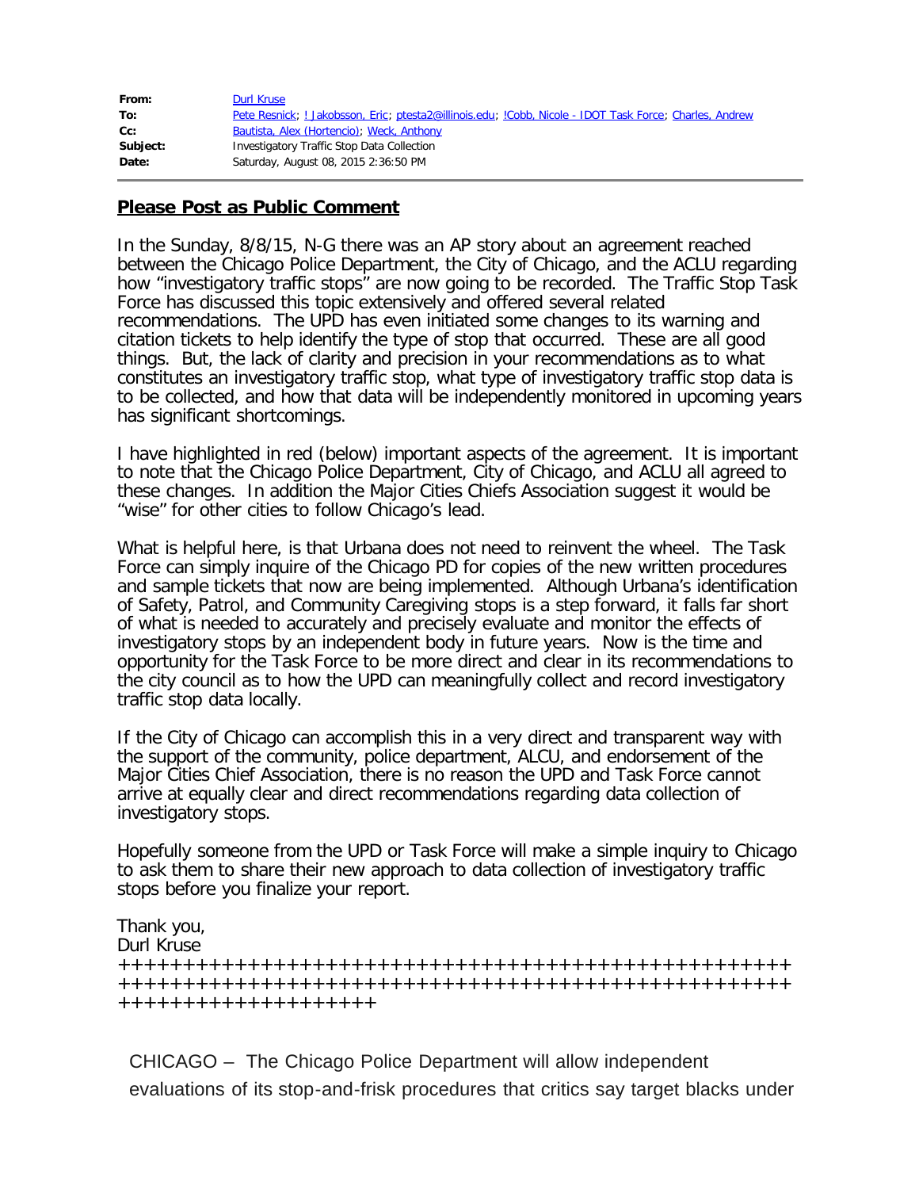| | |
|---|---|
| **From:** | Durl Kruse |
| **To:** | Pete Resnick; ! Jakobsson, Eric; ptesta2@illinois.edu; !Cobb, Nicole - IDOT Task Force; Charles, Andrew |
| **Cc:** | Bautista, Alex (Hortencio); Weck, Anthony |
| **Subject:** | Investigatory Traffic Stop Data Collection |
| **Date:** | Saturday, August 08, 2015 2:36:50 PM |

---

**Please Post as Public Comment**

In the Sunday, 8/8/15, N-G there was an AP story about an agreement reached between the Chicago Police Department, the City of Chicago, and the ACLU regarding how "investigatory traffic stops" are now going to be recorded. The Traffic Stop Task Force has discussed this topic extensively and offered several related recommendations. The UPD has even initiated some changes to its warning and citation tickets to help identify the type of stop that occurred. These are all good things. But, the lack of clarity and precision in your recommendations as to what constitutes an investigatory traffic stop, what type of investigatory traffic stop data is to be collected, and how that data will be independently monitored in upcoming years has significant shortcomings.

I have highlighted in red (below) important aspects of the agreement. It is important to note that the Chicago Police Department, City of Chicago, and ACLU all agreed to these changes. In addition the Major Cities Chiefs Association suggest it would be "wise" for other cities to follow Chicago's lead.

What is helpful here, is that Urbana does not need to reinvent the wheel. The Task Force can simply inquire of the Chicago PD for copies of the new written procedures and sample tickets that now are being implemented. Although Urbana's identification of Safety, Patrol, and Community Caregiving stops is a step forward, it falls far short of what is needed to accurately and precisely evaluate and monitor the effects of investigatory stops by an independent body in future years. Now is the time and opportunity for the Task Force to be more direct and clear in its recommendations to the city council as to how the UPD can meaningfully collect and record investigatory traffic stop data locally.

If the City of Chicago can accomplish this in a very direct and transparent way with the support of the community, police department, ALCU, and endorsement of the Major Cities Chief Association, there is no reason the UPD and Task Force cannot arrive at equally clear and direct recommendations regarding data collection of investigatory stops.

Hopefully someone from the UPD or Task Force will make a simple inquiry to Chicago to ask them to share their new approach to data collection of investigatory traffic stops before you finalize your report.

Thank you,
Durl Kruse
++++++++++++++++++++++++++++++++++++++++++++++++++++++++++++++++++++++++++++++++++++++++++++++++++++++++++++++++++++++++++++++++

CHICAGO – The Chicago Police Department will allow independent evaluations of its stop-and-frisk procedures that critics say target blacks under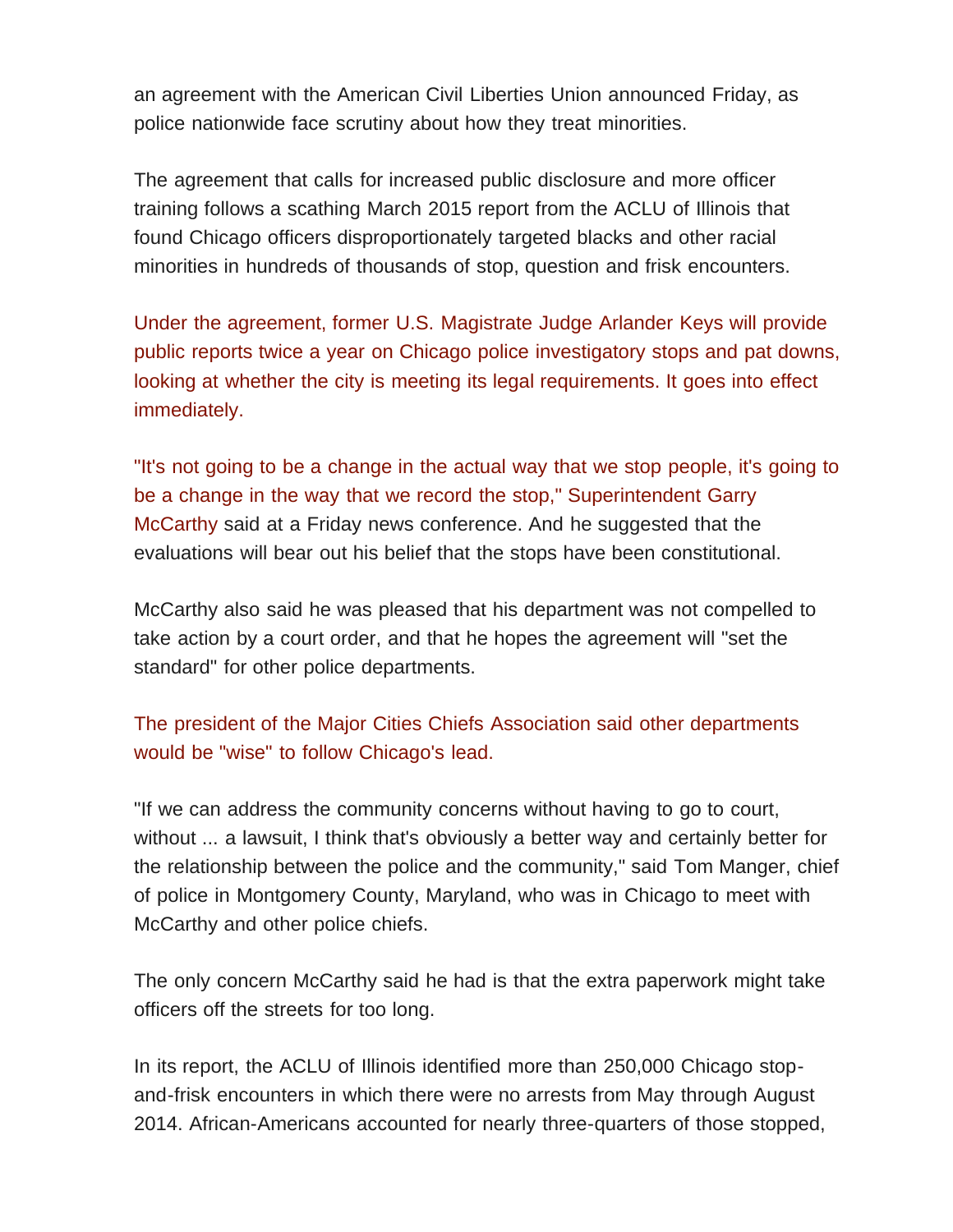an agreement with the American Civil Liberties Union announced Friday, as police nationwide face scrutiny about how they treat minorities.

The agreement that calls for increased public disclosure and more officer training follows a scathing March 2015 report from the ACLU of Illinois that found Chicago officers disproportionately targeted blacks and other racial minorities in hundreds of thousands of stop, question and frisk encounters.

Under the agreement, former U.S. Magistrate Judge Arlander Keys will provide public reports twice a year on Chicago police investigatory stops and pat downs, looking at whether the city is meeting its legal requirements. It goes into effect immediately.

"It's not going to be a change in the actual way that we stop people, it's going to be a change in the way that we record the stop," Superintendent Garry McCarthy said at a Friday news conference. And he suggested that the evaluations will bear out his belief that the stops have been constitutional.

McCarthy also said he was pleased that his department was not compelled to take action by a court order, and that he hopes the agreement will "set the standard" for other police departments.

The president of the Major Cities Chiefs Association said other departments would be "wise" to follow Chicago's lead.

"If we can address the community concerns without having to go to court, without ... a lawsuit, I think that's obviously a better way and certainly better for the relationship between the police and the community," said Tom Manger, chief of police in Montgomery County, Maryland, who was in Chicago to meet with McCarthy and other police chiefs.

The only concern McCarthy said he had is that the extra paperwork might take officers off the streets for too long.

In its report, the ACLU of Illinois identified more than 250,000 Chicago stop-and-frisk encounters in which there were no arrests from May through August 2014. African-Americans accounted for nearly three-quarters of those stopped,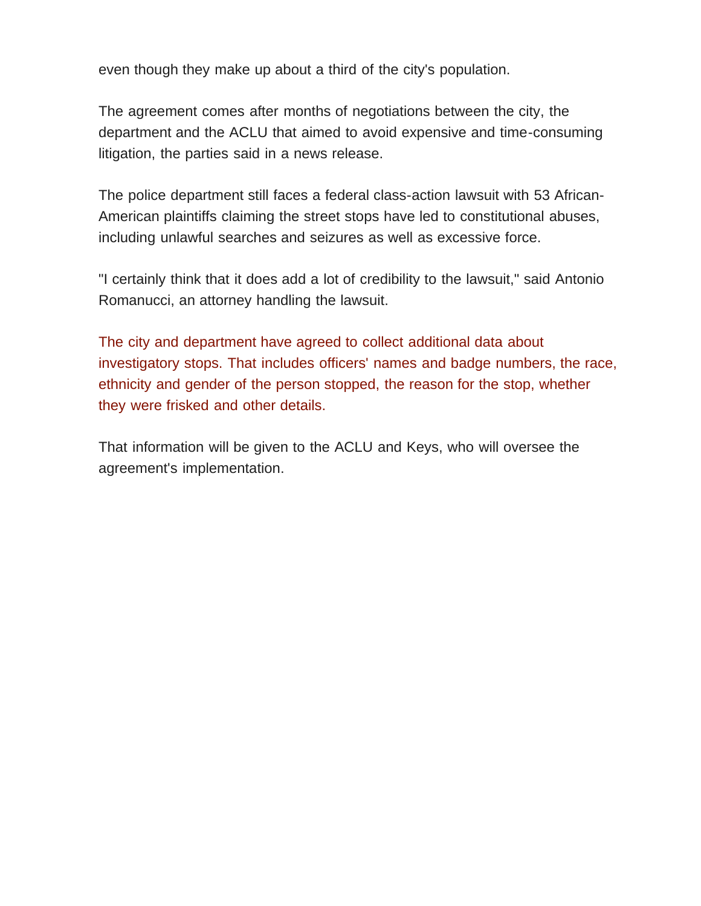even though they make up about a third of the city's population.

The agreement comes after months of negotiations between the city, the department and the ACLU that aimed to avoid expensive and time-consuming litigation, the parties said in a news release.

The police department still faces a federal class-action lawsuit with 53 African-American plaintiffs claiming the street stops have led to constitutional abuses, including unlawful searches and seizures as well as excessive force.

"I certainly think that it does add a lot of credibility to the lawsuit," said Antonio Romanucci, an attorney handling the lawsuit.

The city and department have agreed to collect additional data about investigatory stops. That includes officers' names and badge numbers, the race, ethnicity and gender of the person stopped, the reason for the stop, whether they were frisked and other details.

That information will be given to the ACLU and Keys, who will oversee the agreement's implementation.